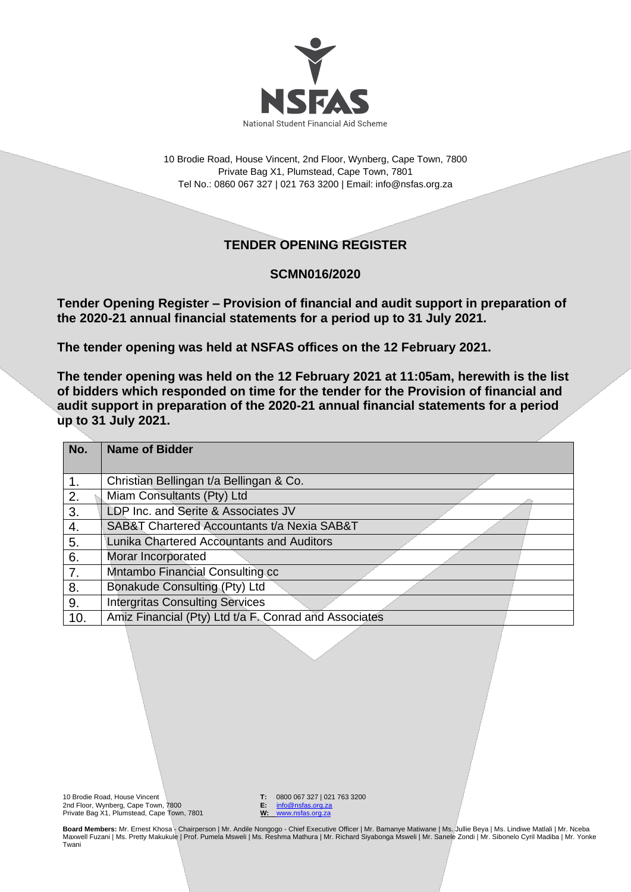NSFAS

National Student Financial Aid Scheme

10 Brodie Road, House Vincent, 2nd Floor, Wynberg, Cape Town, 7800
Private Bag X1, Plumstead, Cape Town, 7801
Tel No.: 0860 067 327 | 021 763 3200 | Email: info@nsfas.org.za

## TENDER OPENING REGISTER

## SCMN016/2020

**Tender Opening Register – Provision of financial and audit support in preparation of the 2020-21 annual financial statements for a period up to 31 July 2021.**

**The tender opening was held at NSFAS offices on the 12 February 2021.**

**The tender opening was held on the 12 February 2021 at 11:05am, herewith is the list of bidders which responded on time for the tender for the Provision of financial and audit support in preparation of the 2020-21 annual financial statements for a period up to 31 July 2021.**

| No. | Name of Bidder |
|---|---|
| 1. | Christian Bellingan t/a Bellingan & Co. |
| 2. | Miam Consultants (Pty) Ltd |
| 3. | LDP Inc. and Serite & Associates JV |
| 4. | SAB&T Chartered Accountants t/a Nexia SAB&T |
| 5. | Lunika Chartered Accountants and Auditors |
| 6. | Morar Incorporated |
| 7. | Mntambo Financial Consulting cc |
| 8. | Bonakude Consulting (Pty) Ltd |
| 9. | Intergritas Consulting Services |
| 10. | Amiz Financial (Pty) Ltd t/a F. Conrad and Associates |

10 Brodie Road, House Vincent
2nd Floor, Wynberg, Cape Town, 7800
Private Bag X1, Plumstead, Cape Town, 7801

**T:** 0800 067 327 | 021 763 3200
**E:** info@nsfas.org.za
**W:** www.nsfas.org.za

**Board Members:** Mr. Ernest Khosa - Chairperson | Mr. Andile Nongogo - Chief Executive Officer | Mr. Bamanye Matiwane | Ms. Jullie Beya | Ms. Lindiwe Matlali | Mr. Nceba Maxwell Fuzani | Ms. Pretty Makukule | Prof. Pumela Msweli | Ms. Reshma Mathura | Mr. Richard Siyabonga Msweli | Mr. Sanele Zondi | Mr. Sibonelo Cyril Madiba | Mr. Yonke Twani